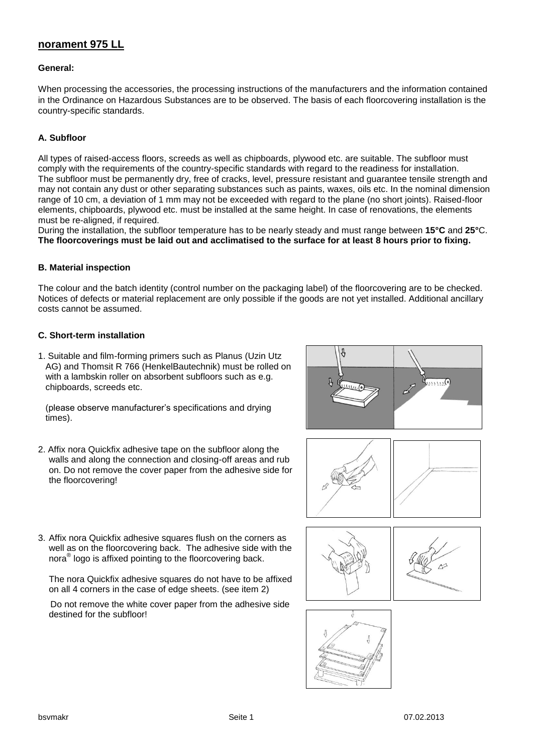# norament 975 LL

**General:**

When processing the accessories, the processing instructions of the manufacturers and the information contained in the Ordinance on Hazardous Substances are to be observed. The basis of each floorcovering installation is the country-specific standards.

## A. Subfloor

All types of raised-access floors, screeds as well as chipboards, plywood etc. are suitable. The subfloor must comply with the requirements of the country-specific standards with regard to the readiness for installation. The subfloor must be permanently dry, free of cracks, level, pressure resistant and guarantee tensile strength and may not contain any dust or other separating substances such as paints, waxes, oils etc. In the nominal dimension range of 10 cm, a deviation of 1 mm may not be exceeded with regard to the plane (no short joints). Raised-floor elements, chipboards, plywood etc. must be installed at the same height. In case of renovations, the elements must be re-aligned, if required.
During the installation, the subfloor temperature has to be nearly steady and must range between **15°C** and **25°**C.
**The floorcoverings must be laid out and acclimatised to the surface for at least 8 hours prior to fixing.**

## B. Material inspection

The colour and the batch identity (control number on the packaging label) of the floorcovering are to be checked. Notices of defects or material replacement are only possible if the goods are not yet installed. Additional ancillary costs cannot be assumed.

## C. Short-term installation

1. Suitable and film-forming primers such as Planus (Uzin Utz AG) and Thomsit R 766 (HenkelBautechnik) must be rolled on with a lambskin roller on absorbent subfloors such as e.g. chipboards, screeds etc.

   (please observe manufacturer's specifications and drying times).

2. Affix nora Quickfix adhesive tape on the subfloor along the walls and along the connection and closing-off areas and rub on. Do not remove the cover paper from the adhesive side for the floorcovering!

3. Affix nora Quickfix adhesive squares flush on the corners as well as on the floorcovering back. The adhesive side with the nora® logo is affixed pointing to the floorcovering back.

   The nora Quickfix adhesive squares do not have to be affixed on all 4 corners in the case of edge sheets. (see item 2)

   Do not remove the white cover paper from the adhesive side destined for the subfloor!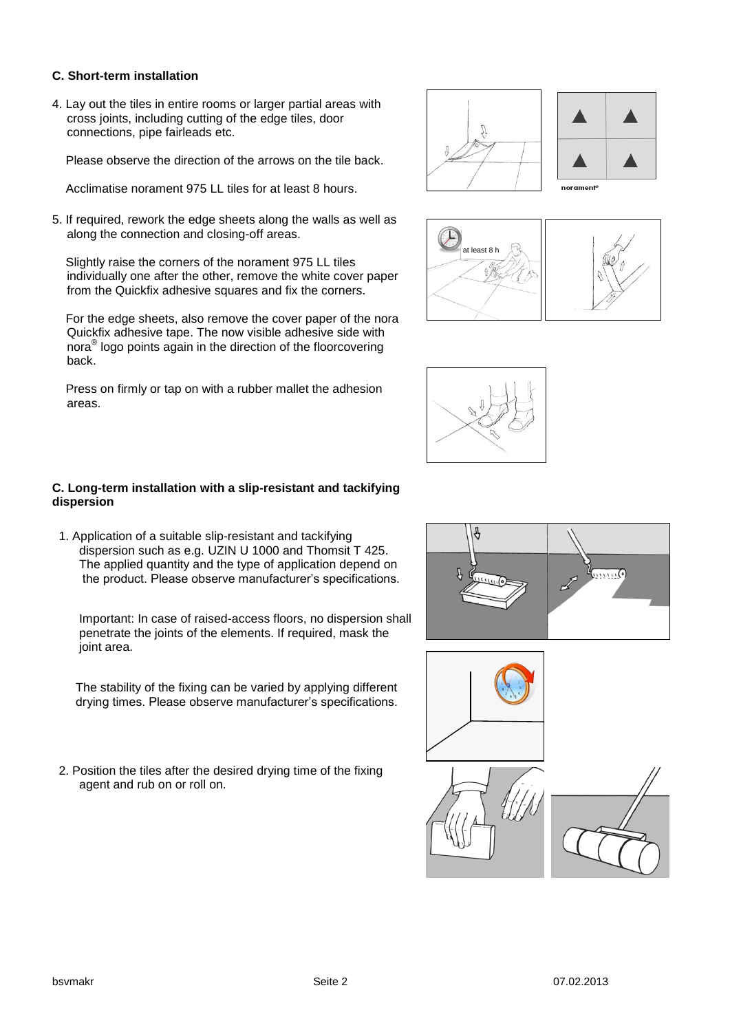### C. Short-term installation

4. Lay out the tiles in entire rooms or larger partial areas with cross joints, including cutting of the edge tiles, door connections, pipe fairleads etc.

   Please observe the direction of the arrows on the tile back.

   Acclimatise norament 975 LL tiles for at least 8 hours.

5. If required, rework the edge sheets along the walls as well as along the connection and closing-off areas.

   Slightly raise the corners of the norament 975 LL tiles individually one after the other, remove the white cover paper from the Quickfix adhesive squares and fix the corners.

   For the edge sheets, also remove the cover paper of the nora Quickfix adhesive tape. The now visible adhesive side with nora® logo points again in the direction of the floorcovering back.

   Press on firmly or tap on with a rubber mallet the adhesion areas.

### C. Long-term installation with a slip-resistant and tackifying dispersion

1. Application of a suitable slip-resistant and tackifying dispersion such as e.g. UZIN U 1000 and Thomsit T 425. The applied quantity and the type of application depend on the product. Please observe manufacturer's specifications.

   Important: In case of raised-access floors, no dispersion shall penetrate the joints of the elements. If required, mask the joint area.

   The stability of the fixing can be varied by applying different drying times. Please observe manufacturer's specifications.

2. Position the tiles after the desired drying time of the fixing agent and rub on or roll on.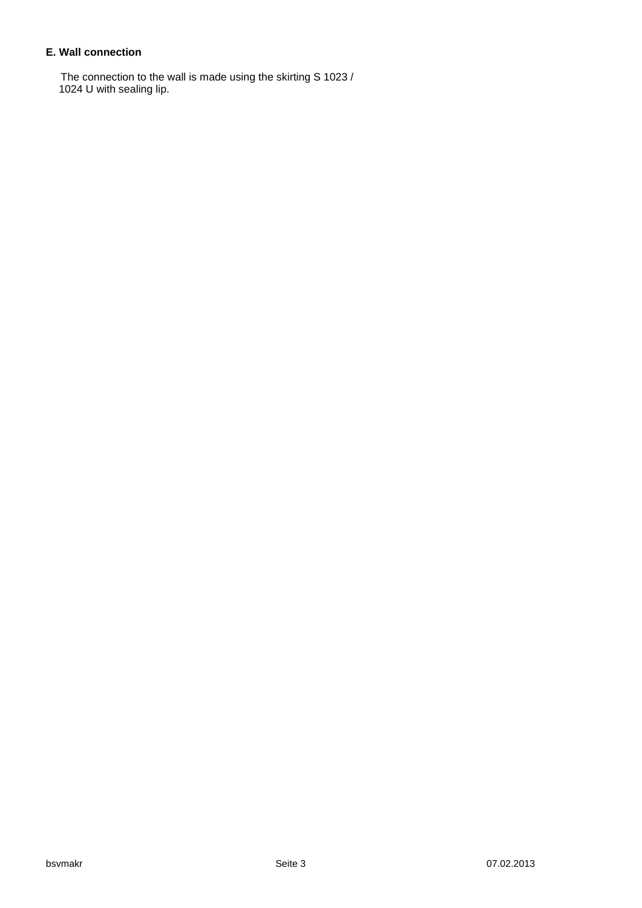**E. Wall connection**

The connection to the wall is made using the skirting S 1023 / 1024 U with sealing lip.